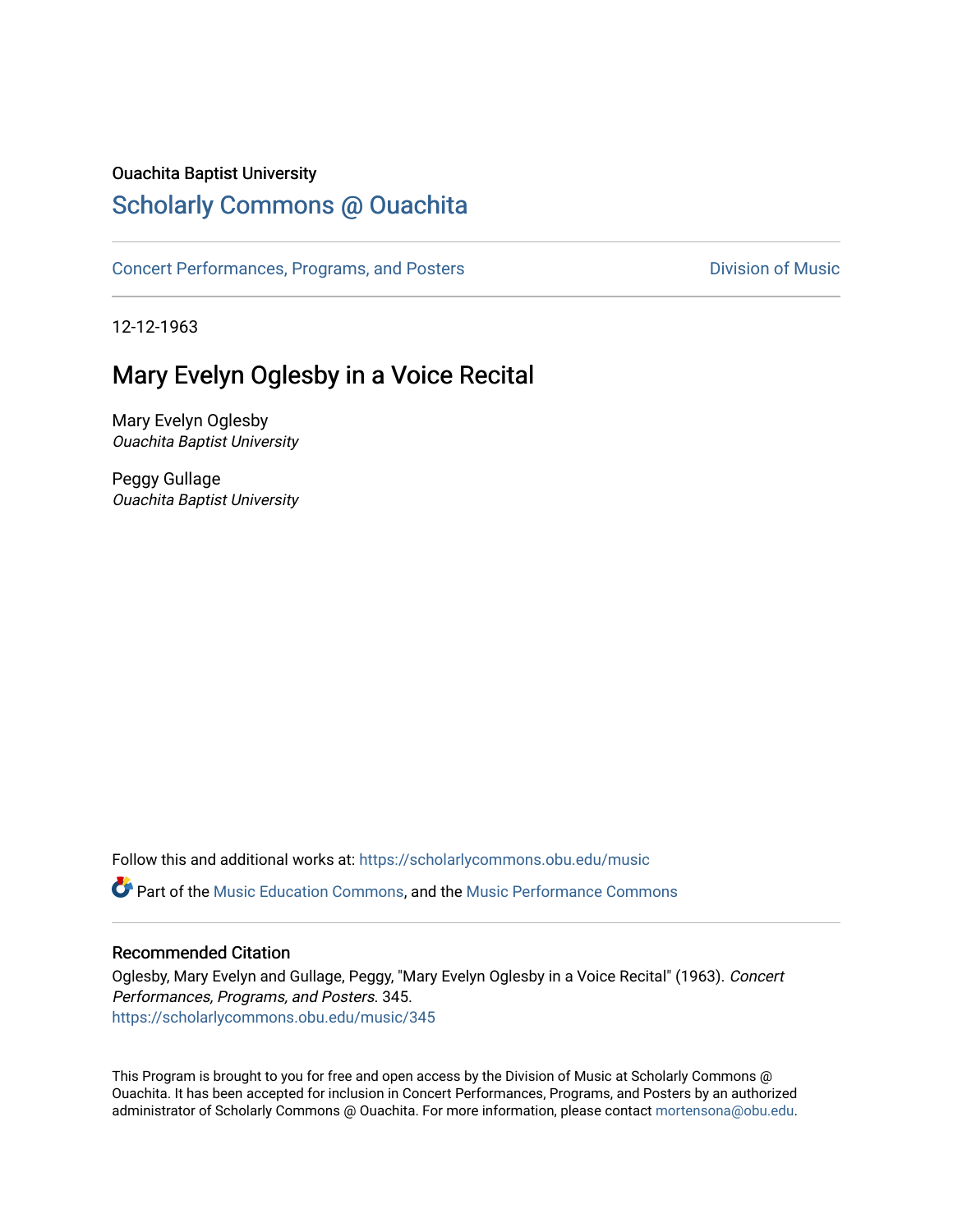Ouachita Baptist University

# Scholarly Commons @ Ouachita

Concert Performances, Programs, and Posters

Division of Music

12-12-1963

## Mary Evelyn Oglesby in a Voice Recital

Mary Evelyn Oglesby
*Ouachita Baptist University*

Peggy Gullage
*Ouachita Baptist University*

Follow this and additional works at: https://scholarlycommons.obu.edu/music

Part of the Music Education Commons, and the Music Performance Commons

### Recommended Citation

Oglesby, Mary Evelyn and Gullage, Peggy, "Mary Evelyn Oglesby in a Voice Recital" (1963). *Concert Performances, Programs, and Posters*. 345.
https://scholarlycommons.obu.edu/music/345

This Program is brought to you for free and open access by the Division of Music at Scholarly Commons @ Ouachita. It has been accepted for inclusion in Concert Performances, Programs, and Posters by an authorized administrator of Scholarly Commons @ Ouachita. For more information, please contact mortensona@obu.edu.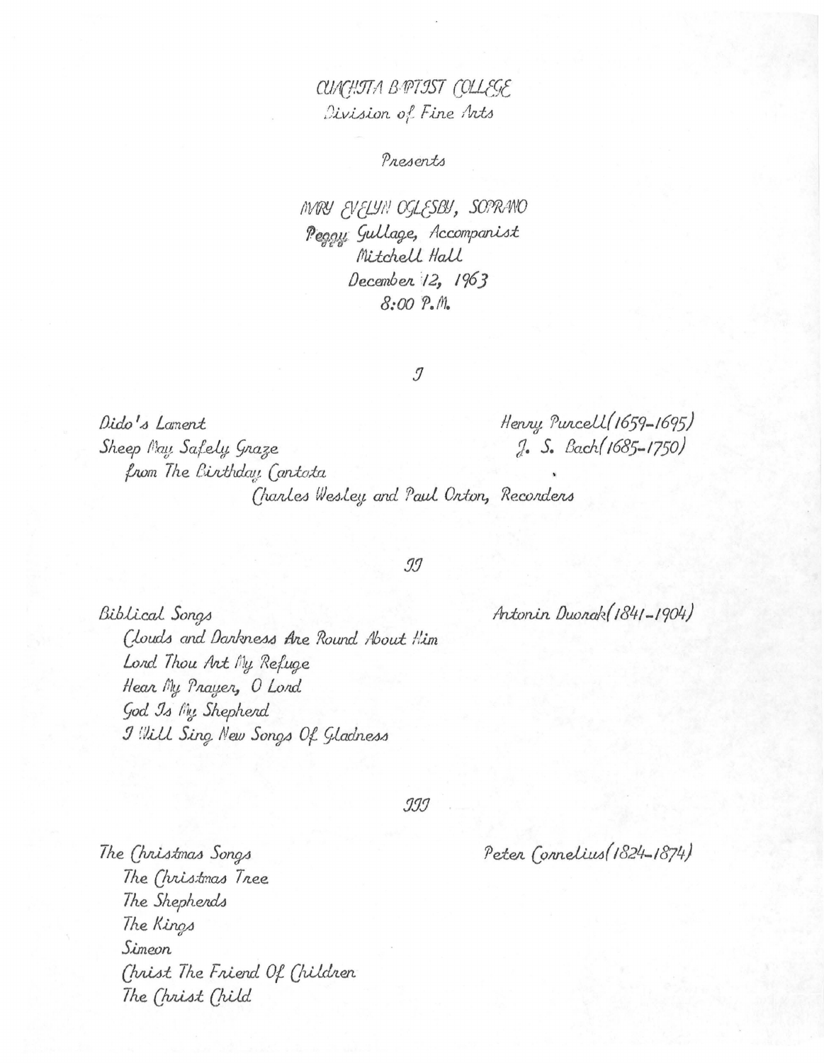OUACHITA BAPTIST COLLEGE

Division of Fine Arts

Presents

MARY EVELYN OGLESBY, SOPRANO

Peggy Gullage, Accompanist

Mitchell Hall

December 12, 1963

8:00 P.M.

I

Dido's Lament — Henry Purcell (1659-1695)

Sheep May Safely Graze — J. S. Bach (1685-1750)

from The Birthday Cantata

Charles Wesley and Paul Orton, Recorders

II

Biblical Songs — Antonin Dvorak (1841-1904)

Clouds and Darkness Are Round About Him

Lord Thou Art My Refuge

Hear My Prayer, O Lord

God Is My Shepherd

I Will Sing New Songs Of Gladness

III

The Christmas Songs — Peter Cornelius (1824-1874)

The Christmas Tree

The Shepherds

The Kings

Simeon

Christ The Friend Of Children

The Christ Child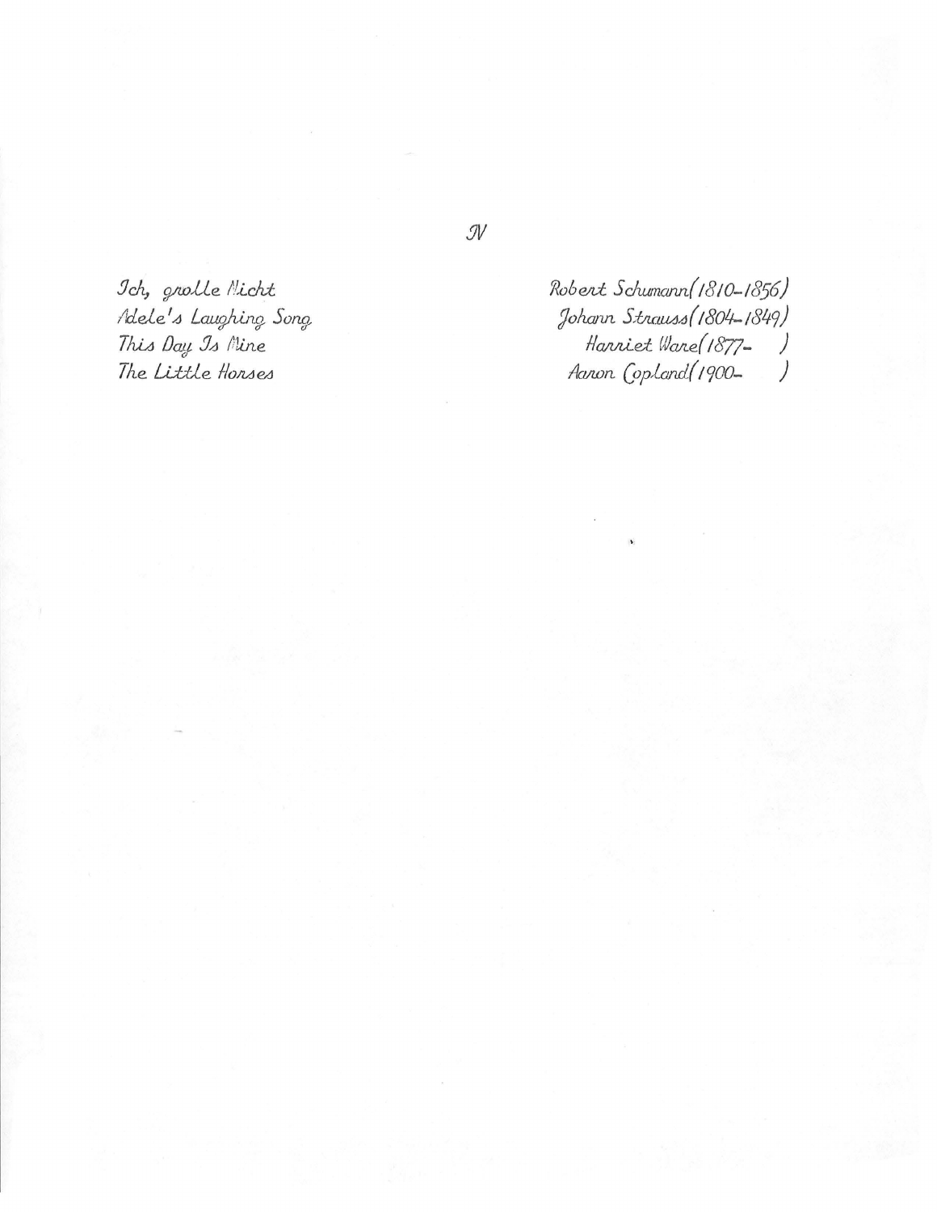## IV

| | |
|---|---|
| Ich, grolle Nicht | Robert Schumann (1810–1856) |
| Adele's Laughing Song | Johann Strauss (1804–1849) |
| This Day Is Mine | Harriet Ware (1877– ) |
| The Little Horses | Aaron Copland (1900– ) |